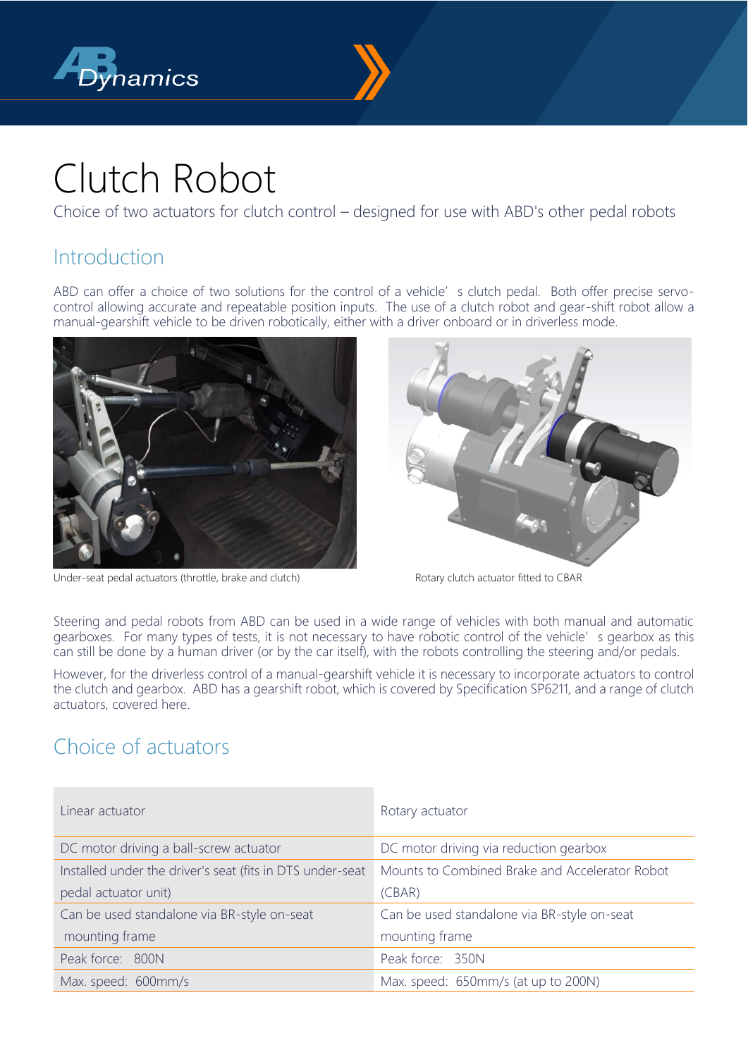# Clutch Robot

Choice of two actuators for clutch control – designed for use with ABD's other pedal robots

## Introduction

ABD can offer a choice of two solutions for the control of a vehicle's clutch pedal. Both offer precise servo-control allowing accurate and repeatable position inputs. The use of a clutch robot and gear-shift robot allow a manual-gearshift vehicle to be driven robotically, either with a driver onboard or in driverless mode.

Under-seat pedal actuators (throttle, brake and clutch)

Rotary clutch actuator fitted to CBAR

Steering and pedal robots from ABD can be used in a wide range of vehicles with both manual and automatic gearboxes. For many types of tests, it is not necessary to have robotic control of the vehicle's gearbox as this can still be done by a human driver (or by the car itself), with the robots controlling the steering and/or pedals.

However, for the driverless control of a manual-gearshift vehicle it is necessary to incorporate actuators to control the clutch and gearbox. ABD has a gearshift robot, which is covered by Specification SP6211, and a range of clutch actuators, covered here.

## Choice of actuators

| Linear actuator | Rotary actuator |
| --- | --- |
| DC motor driving a ball-screw actuator | DC motor driving via reduction gearbox |
| Installed under the driver's seat (fits in DTS under-seat pedal actuator unit) | Mounts to Combined Brake and Accelerator Robot (CBAR) |
| Can be used standalone via BR-style on-seat mounting frame | Can be used standalone via BR-style on-seat mounting frame |
| Peak force: 800N | Peak force: 350N |
| Max. speed: 600mm/s | Max. speed: 650mm/s (at up to 200N) |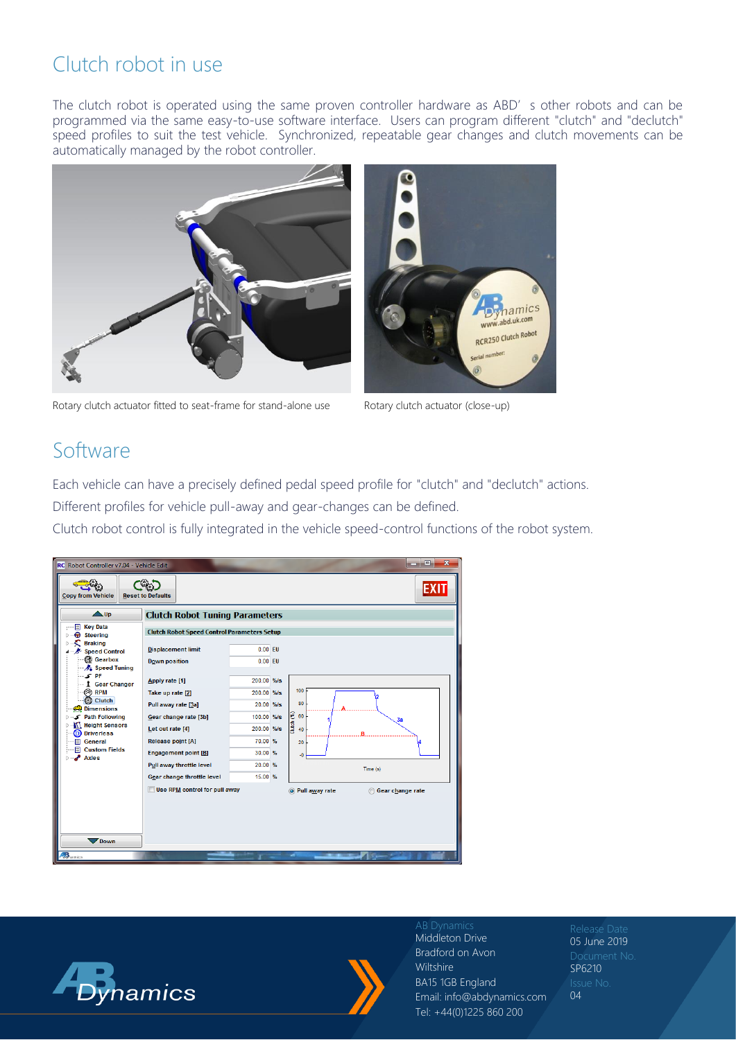## Clutch robot in use

The clutch robot is operated using the same proven controller hardware as ABD' s other robots and can be programmed via the same easy-to-use software interface. Users can program different "clutch" and "declutch" speed profiles to suit the test vehicle. Synchronized, repeatable gear changes and clutch movements can be automatically managed by the robot controller.

Rotary clutch actuator fitted to seat-frame for stand-alone use

Rotary clutch actuator (close-up)

## Software

Each vehicle can have a precisely defined pedal speed profile for "clutch" and "declutch" actions.

Different profiles for vehicle pull-away and gear-changes can be defined.

Clutch robot control is fully integrated in the vehicle speed-control functions of the robot system.

AB Dynamics
Middleton Drive
Bradford on Avon
Wiltshire
BA15 1GB England
Email: info@abdynamics.com
Tel: +44(0)1225 860 200

Release Date
05 June 2019
Document No.
SP6210
Issue No.
04